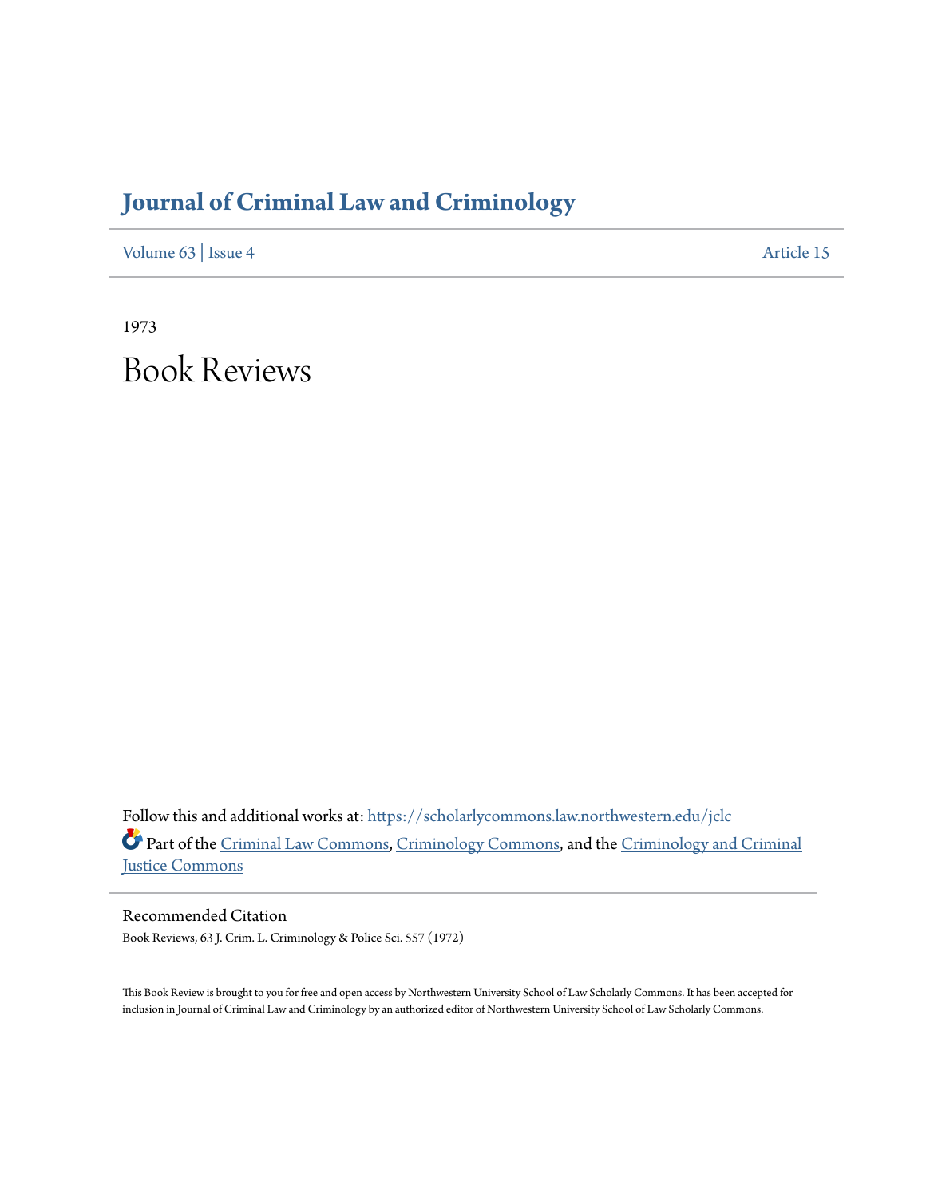# Journal of Criminal Law and Criminology

Volume 63 | Issue 4 Article 15

1973

# Book Reviews

Follow this and additional works at: https://scholarlycommons.law.northwestern.edu/jclc

Part of the Criminal Law Commons, Criminology Commons, and the Criminology and Criminal Justice Commons

## Recommended Citation

Book Reviews, 63 J. Crim. L. Criminology & Police Sci. 557 (1972)

This Book Review is brought to you for free and open access by Northwestern University School of Law Scholarly Commons. It has been accepted for inclusion in Journal of Criminal Law and Criminology by an authorized editor of Northwestern University School of Law Scholarly Commons.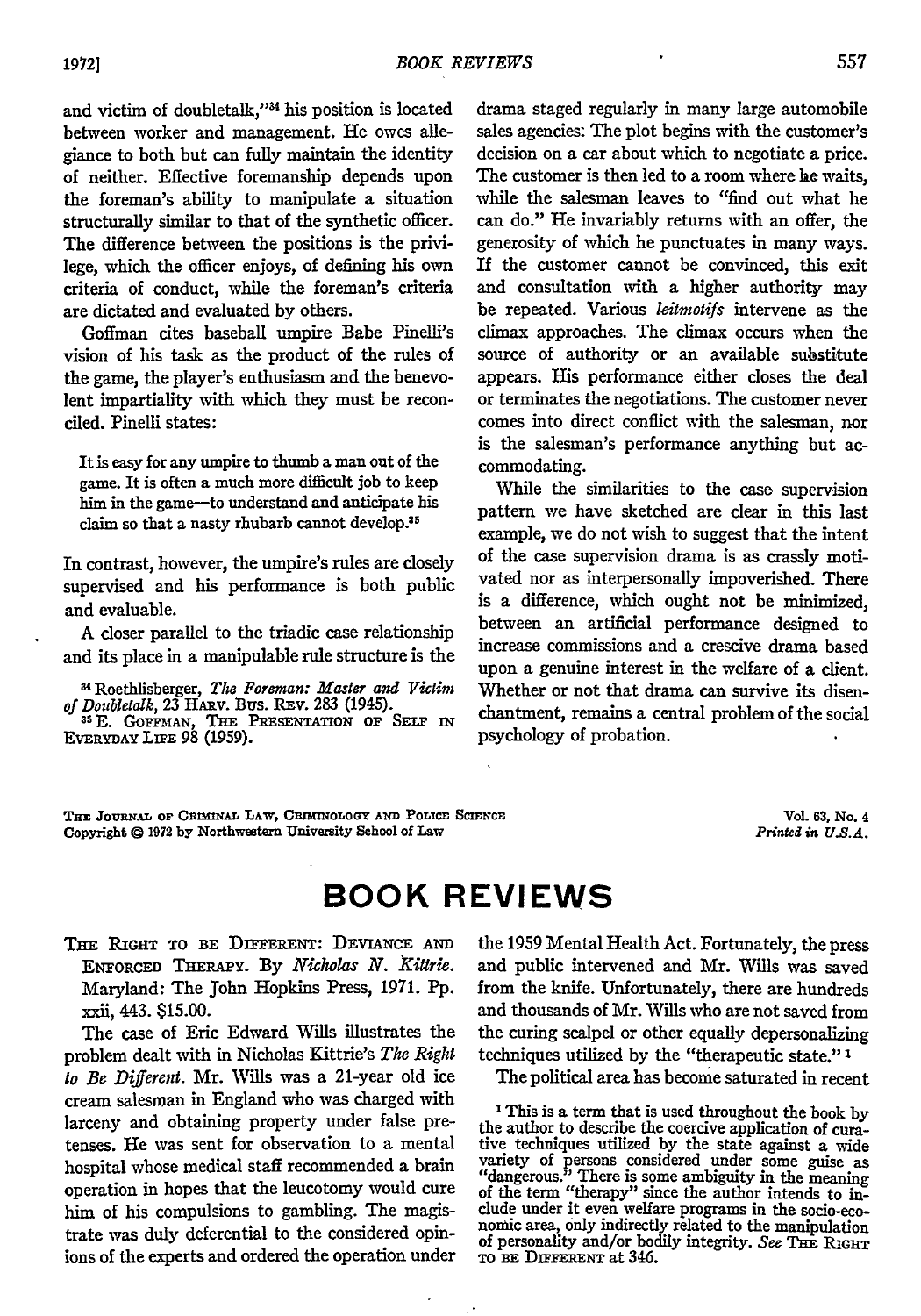and victim of doubletalk,"[34] his position is located between worker and management. He owes allegiance to both but can fully maintain the identity of neither. Effective foremanship depends upon the foreman's ability to manipulate a situation structurally similar to that of the synthetic officer. The difference between the positions is the privilege, which the officer enjoys, of defining his own criteria of conduct, while the foreman's criteria are dictated and evaluated by others.

Goffman cites baseball umpire Babe Pinelli's vision of his task as the product of the rules of the game, the player's enthusiasm and the benevolent impartiality with which they must be reconciled. Pinelli states:

> It is easy for any umpire to thumb a man out of the game. It is often a much more difficult job to keep him in the game—to understand and anticipate his claim so that a nasty rhubarb cannot develop.[35]

In contrast, however, the umpire's rules are closely supervised and his performance is both public and evaluable.

A closer parallel to the triadic case relationship and its place in a manipulable rule structure is the drama staged regularly in many large automobile sales agencies: The plot begins with the customer's decision on a car about which to negotiate a price. The customer is then led to a room where he waits, while the salesman leaves to "find out what he can do." He invariably returns with an offer, the generosity of which he punctuates in many ways. If the customer cannot be convinced, this exit and consultation with a higher authority may be repeated. Various *leitmotifs* intervene as the climax approaches. The climax occurs when the source of authority or an available substitute appears. His performance either closes the deal or terminates the negotiations. The customer never comes into direct conflict with the salesman, nor is the salesman's performance anything but accommodating.

While the similarities to the case supervision pattern we have sketched are clear in this last example, we do not wish to suggest that the intent of the case supervision drama is as crassly motivated nor as interpersonally impoverished. There is a difference, which ought not be minimized, between an artificial performance designed to increase commissions and a crescive drama based upon a genuine interest in the welfare of a client. Whether or not that drama can survive its disenchantment, remains a central problem of the social psychology of probation.

[34] Roethlisberger, *The Foreman: Master and Victim of Doubletalk*, 23 HARV. BUS. REV. 283 (1945).

[35] E. GOFFMAN, THE PRESENTATION OF SELF IN EVERYDAY LIFE 98 (1959).

THE JOURNAL OF CRIMINAL LAW, CRIMINOLOGY AND POLICE SCIENCE
Copyright © 1972 by Northwestern University School of Law

Vol. 63, No. 4
*Printed in U.S.A.*

# BOOK REVIEWS

THE RIGHT TO BE DIFFERENT: DEVIANCE AND ENFORCED THERAPY. By *Nicholas N. Kittrie.* Maryland: The John Hopkins Press, 1971. Pp. xxii, 443. $15.00.

The case of Eric Edward Wills illustrates the problem dealt with in Nicholas Kittrie's *The Right to Be Different.* Mr. Wills was a 21-year old ice cream salesman in England who was charged with larceny and obtaining property under false pretenses. He was sent for observation to a mental hospital whose medical staff recommended a brain operation in hopes that the leucotomy would cure him of his compulsions to gambling. The magistrate was duly deferential to the considered opinions of the experts and ordered the operation under the 1959 Mental Health Act. Fortunately, the press and public intervened and Mr. Wills was saved from the knife. Unfortunately, there are hundreds and thousands of Mr. Wills who are not saved from the curing scalpel or other equally depersonalizing techniques utilized by the "therapeutic state."[1]

The political area has become saturated in recent

[1] This is a term that is used throughout the book by the author to describe the coercive application of curative techniques utilized by the state against a wide variety of persons considered under some guise as "dangerous." There is some ambiguity in the meaning of the term "therapy" since the author intends to include under it even welfare programs in the socio-economic area, only indirectly related to the manipulation of personality and/or bodily integrity. *See* THE RIGHT TO BE DIFFERENT at 346.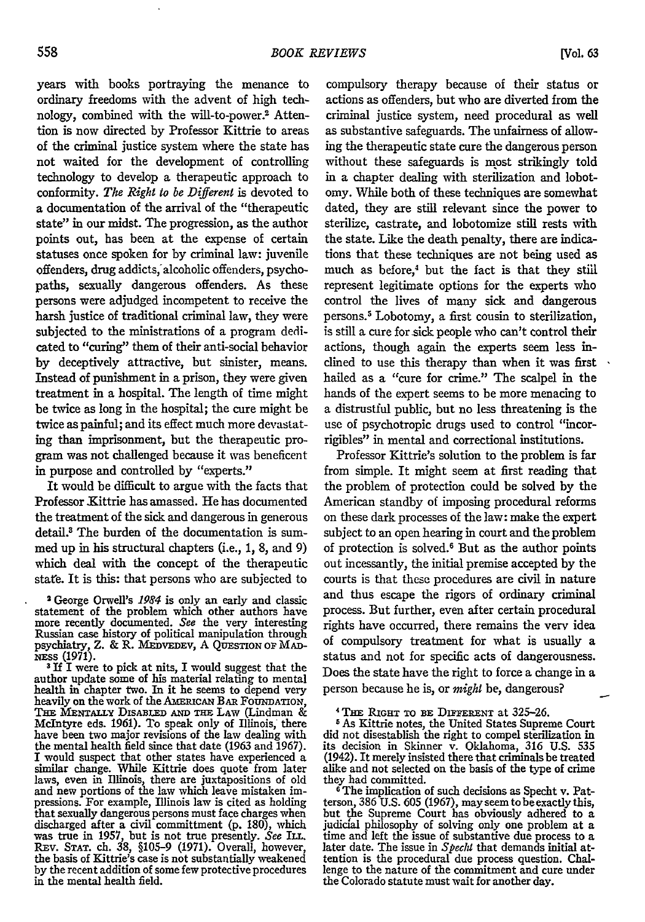years with books portraying the menance to ordinary freedoms with the advent of high technology, combined with the will-to-power.[2] Attention is now directed by Professor Kittrie to areas of the criminal justice system where the state has not waited for the development of controlling technology to develop a therapeutic approach to conformity. *The Right to be Different* is devoted to a documentation of the arrival of the "therapeutic state" in our midst. The progression, as the author points out, has been at the expense of certain statuses once spoken for by criminal law: juvenile offenders, drug addicts, alcoholic offenders, psychopaths, sexually dangerous offenders. As these persons were adjudged incompetent to receive the harsh justice of traditional criminal law, they were subjected to the ministrations of a program dedicated to "curing" them of their anti-social behavior by deceptively attractive, but sinister, means. Instead of punishment in a prison, they were given treatment in a hospital. The length of time might be twice as long in the hospital; the cure might be twice as painful; and its effect much more devastating than imprisonment, but the therapeutic program was not challenged because it was beneficent in purpose and controlled by "experts."

It would be difficult to argue with the facts that Professor Kittrie has amassed. He has documented the treatment of the sick and dangerous in generous detail.[3] The burden of the documentation is summed up in his structural chapters (i.e., 1, 8, and 9) which deal with the concept of the therapeutic state. It is this: that persons who are subjected to compulsory therapy because of their status or actions as offenders, but who are diverted from the criminal justice system, need procedural as well as substantive safeguards. The unfairness of allowing the therapeutic state cure the dangerous person without these safeguards is most strikingly told in a chapter dealing with sterilization and lobotomy. While both of these techniques are somewhat dated, they are still relevant since the power to sterilize, castrate, and lobotomize still rests with the state. Like the death penalty, there are indications that these techniques are not being used as much as before,[4] but the fact is that they still represent legitimate options for the experts who control the lives of many sick and dangerous persons.[5] Lobotomy, a first cousin to sterilization, is still a cure for sick people who can't control their actions, though again the experts seem less inclined to use this therapy than when it was first hailed as a "cure for crime." The scalpel in the hands of the expert seems to be more menacing to a distrustful public, but no less threatening is the use of psychotropic drugs used to control "incorrigibles" in mental and correctional institutions.

Professor Kittrie's solution to the problem is far from simple. It might seem at first reading that the problem of protection could be solved by the American standby of imposing procedural reforms on these dark processes of the law: make the expert subject to an open hearing in court and the problem of protection is solved.[6] But as the author points out incessantly, the initial premise accepted by the courts is that these procedures are civil in nature and thus escape the rigors of ordinary criminal process. But further, even after certain procedural rights have occurred, there remains the very idea of compulsory treatment for what is usually a status and not for specific acts of dangerousness. Does the state have the right to force a change in a person because he is, or *might* be, dangerous?

---

[2] George Orwell's *1984* is only an early and classic statement of the problem which other authors have more recently documented. *See* the very interesting Russian case history of political manipulation through psychiatry, Z. & R. MEDVEDEV, A QUESTION OF MADNESS (1971).

[3] If I were to pick at nits, I would suggest that the author update some of his material relating to mental health in chapter two. In it he seems to depend very heavily on the work of the AMERICAN BAR FOUNDATION, THE MENTALLY DISABLED AND THE LAW (Lindman & McIntyre eds. 1961). To speak only of Illinois, there have been two major revisions of the law dealing with the mental health field since that date (1963 and 1967). I would suspect that other states have experienced a similar change. While Kittrie does quote from later laws, even in Illinois, there are juxtapositions of old and new portions of the law which leave mistaken impressions. For example, Illinois law is cited as holding that sexually dangerous persons must face charges when discharged after a civil committment (p. 180), which was true in 1957, but is not true presently. *See* ILL. REV. STAT. ch. 38, §105-9 (1971). Overall, however, the basis of Kittrie's case is not substantially weakened by the recent addition of some few protective procedures in the mental health field.

[4] THE RIGHT TO BE DIFFERENT at 325–26.

[5] As Kittrie notes, the United States Supreme Court did not disestablish the right to compel sterilization in its decision in Skinner v. Oklahoma, 316 U.S. 535 (1942). It merely insisted there that criminals be treated alike and not selected on the basis of the type of crime they had committed.

[6] The implication of such decisions as Specht v. Patterson, 386 U.S. 605 (1967), may seem to be exactly this, but the Supreme Court has obviously adhered to a judicial philosophy of solving only one problem at a time and left the issue of substantive due process to a later date. The issue in *Specht* that demands initial attention is the procedural due process question. Challenge to the nature of the commitment and cure under the Colorado statute must wait for another day.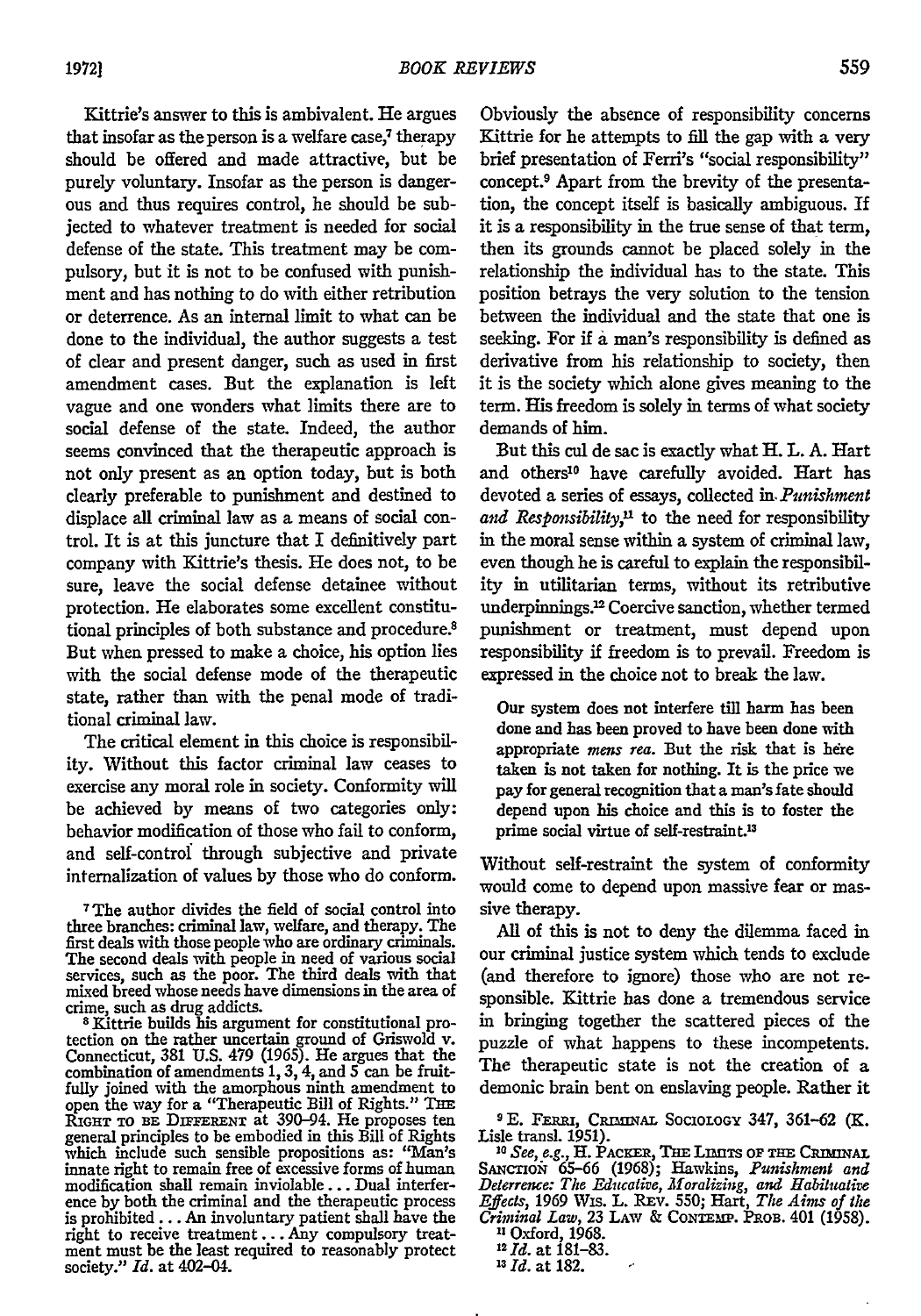Kittrie's answer to this is ambivalent. He argues that insofar as the person is a welfare case,[7] therapy should be offered and made attractive, but be purely voluntary. Insofar as the person is dangerous and thus requires control, he should be subjected to whatever treatment is needed for social defense of the state. This treatment may be compulsory, but it is not to be confused with punishment and has nothing to do with either retribution or deterrence. As an internal limit to what can be done to the individual, the author suggests a test of clear and present danger, such as used in first amendment cases. But the explanation is left vague and one wonders what limits there are to social defense of the state. Indeed, the author seems convinced that the therapeutic approach is not only present as an option today, but is both clearly preferable to punishment and destined to displace all criminal law as a means of social control. It is at this juncture that I definitively part company with Kittrie's thesis. He does not, to be sure, leave the social defense detainee without protection. He elaborates some excellent constitutional principles of both substance and procedure.[8] But when pressed to make a choice, his option lies with the social defense mode of the therapeutic state, rather than with the penal mode of traditional criminal law.

The critical element in this choice is responsibility. Without this factor criminal law ceases to exercise any moral role in society. Conformity will be achieved by means of two categories only: behavior modification of those who fail to conform, and self-control through subjective and private internalization of values by those who do conform. Obviously the absence of responsibility concerns Kittrie for he attempts to fill the gap with a very brief presentation of Ferri's "social responsibility" concept.[9] Apart from the brevity of the presentation, the concept itself is basically ambiguous. If it is a responsibility in the true sense of that term, then its grounds cannot be placed solely in the relationship the individual has to the state. This position betrays the very solution to the tension between the individual and the state that one is seeking. For if a man's responsibility is defined as derivative from his relationship to society, then it is the society which alone gives meaning to the term. His freedom is solely in terms of what society demands of him.

But this cul de sac is exactly what H. L. A. Hart and others[10] have carefully avoided. Hart has devoted a series of essays, collected in *Punishment and Responsibility*,[11] to the need for responsibility in the moral sense within a system of criminal law, even though he is careful to explain the responsibility in utilitarian terms, without its retributive underpinnings.[12] Coercive sanction, whether termed punishment or treatment, must depend upon responsibility if freedom is to prevail. Freedom is expressed in the choice not to break the law.

> Our system does not interfere till harm has been done and has been proved to have been done with appropriate *mens rea*. But the risk that is here taken is not taken for nothing. It is the price we pay for general recognition that a man's fate should depend upon his choice and this is to foster the prime social virtue of self-restraint.[13]

Without self-restraint the system of conformity would come to depend upon massive fear or massive therapy.

All of this is not to deny the dilemma faced in our criminal justice system which tends to exclude (and therefore to ignore) those who are not responsible. Kittrie has done a tremendous service in bringing together the scattered pieces of the puzzle of what happens to these incompetents. The therapeutic state is not the creation of a demonic brain bent on enslaving people. Rather it

---

[7] The author divides the field of social control into three branches: criminal law, welfare, and therapy. The first deals with those people who are ordinary criminals. The second deals with people in need of various social services, such as the poor. The third deals with that mixed breed whose needs have dimensions in the area of crime, such as drug addicts.

[8] Kittrie builds his argument for constitutional protection on the rather uncertain ground of Griswold v. Connecticut, 381 U.S. 479 (1965). He argues that the combination of amendments 1, 3, 4, and 5 can be fruitfully joined with the amorphous ninth amendment to open the way for a "Therapeutic Bill of Rights." THE RIGHT TO BE DIFFERENT at 390–94. He proposes ten general principles to be embodied in this Bill of Rights which include such sensible propositions as: "Man's innate right to remain free of excessive forms of human modification shall remain inviolable... Dual interference by both the criminal and the therapeutic process is prohibited... An involuntary patient shall have the right to receive treatment... Any compulsory treatment must be the least required to reasonably protect society." *Id.* at 402–04.

[9] E. FERRI, CRIMINAL SOCIOLOGY 347, 361–62 (K. Lisle transl. 1951).

[10] *See, e.g.*, H. PACKER, THE LIMITS OF THE CRIMINAL SANCTION 65–66 (1968); Hawkins, *Punishment and Deterrence: The Educative, Moralizing, and Habituative Effects*, 1969 WIS. L. REV. 550; Hart, *The Aims of the Criminal Law*, 23 LAW & CONTEMP. PROB. 401 (1958).

[11] Oxford, 1968.

[12] *Id.* at 181–83.

[13] *Id.* at 182.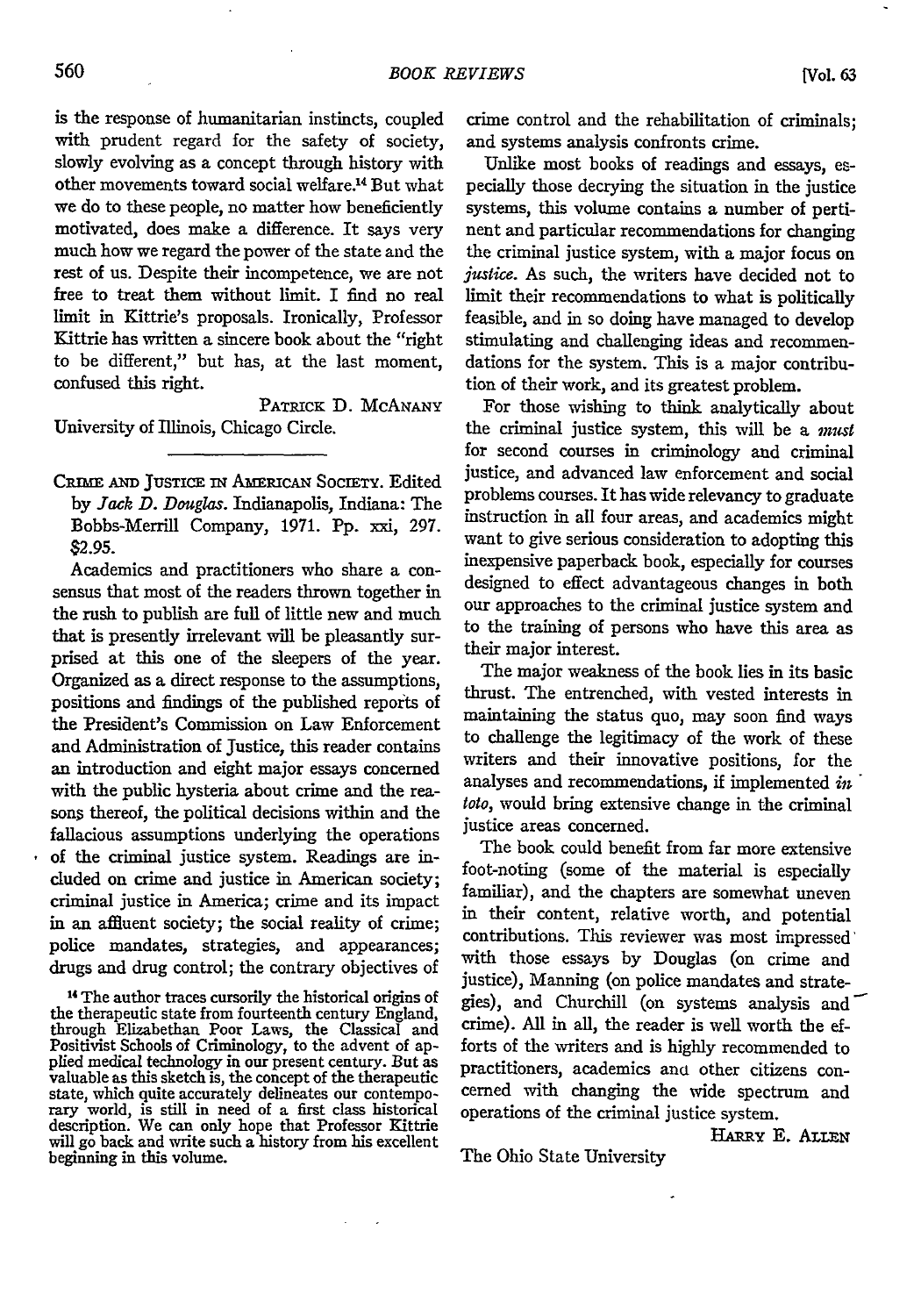is the response of humanitarian instincts, coupled with prudent regard for the safety of society, slowly evolving as a concept through history with other movements toward social welfare.[14] But what we do to these people, no matter how beneficiently motivated, does make a difference. It says very much how we regard the power of the state and the rest of us. Despite their incompetence, we are not free to treat them without limit. I find no real limit in Kittrie's proposals. Ironically, Professor Kittrie has written a sincere book about the "right to be different," but has, at the last moment, confused this right.

PATRICK D. MCANANY
University of Illinois, Chicago Circle.

---

CRIME AND JUSTICE IN AMERICAN SOCIETY. Edited by *Jack D. Douglas*. Indianapolis, Indiana: The Bobbs-Merrill Company, 1971. Pp. xxi, 297. $2.95.

Academics and practitioners who share a consensus that most of the readers thrown together in the rush to publish are full of little new and much that is presently irrelevant will be pleasantly surprised at this one of the sleepers of the year. Organized as a direct response to the assumptions, positions and findings of the published reports of the President's Commission on Law Enforcement and Administration of Justice, this reader contains an introduction and eight major essays concerned with the public hysteria about crime and the reasons thereof, the political decisions within and the fallacious assumptions underlying the operations of the criminal justice system. Readings are included on crime and justice in American society; criminal justice in America; crime and its impact in an affluent society; the social reality of crime; police mandates, strategies, and appearances; drugs and drug control; the contrary objectives of crime control and the rehabilitation of criminals; and systems analysis confronts crime.

Unlike most books of readings and essays, especially those decrying the situation in the justice systems, this volume contains a number of pertinent and particular recommendations for changing the criminal justice system, with a major focus on *justice*. As such, the writers have decided not to limit their recommendations to what is politically feasible, and in so doing have managed to develop stimulating and challenging ideas and recommendations for the system. This is a major contribution of their work, and its greatest problem.

For those wishing to think analytically about the criminal justice system, this will be a *must* for second courses in criminology and criminal justice, and advanced law enforcement and social problems courses. It has wide relevancy to graduate instruction in all four areas, and academics might want to give serious consideration to adopting this inexpensive paperback book, especially for courses designed to effect advantageous changes in both our approaches to the criminal justice system and to the training of persons who have this area as their major interest.

The major weakness of the book lies in its basic thrust. The entrenched, with vested interests in maintaining the status quo, may soon find ways to challenge the legitimacy of the work of these writers and their innovative positions, for the analyses and recommendations, if implemented *in toto*, would bring extensive change in the criminal justice areas concerned.

The book could benefit from far more extensive foot-noting (some of the material is especially familiar), and the chapters are somewhat uneven in their content, relative worth, and potential contributions. This reviewer was most impressed with those essays by Douglas (on crime and justice), Manning (on police mandates and strategies), and Churchill (on systems analysis and crime). All in all, the reader is well worth the efforts of the writers and is highly recommended to practitioners, academics and other citizens concerned with changing the wide spectrum and operations of the criminal justice system.

HARRY E. ALLEN
The Ohio State University

---

[14] The author traces cursorily the historical origins of the therapeutic state from fourteenth century England, through Elizabethan Poor Laws, the Classical and Positivist Schools of Criminology, to the advent of applied medical technology in our present century. But as valuable as this sketch is, the concept of the therapeutic state, which quite accurately delineates our contemporary world, is still in need of a first class historical description. We can only hope that Professor Kittrie will go back and write such a history from his excellent beginning in this volume.